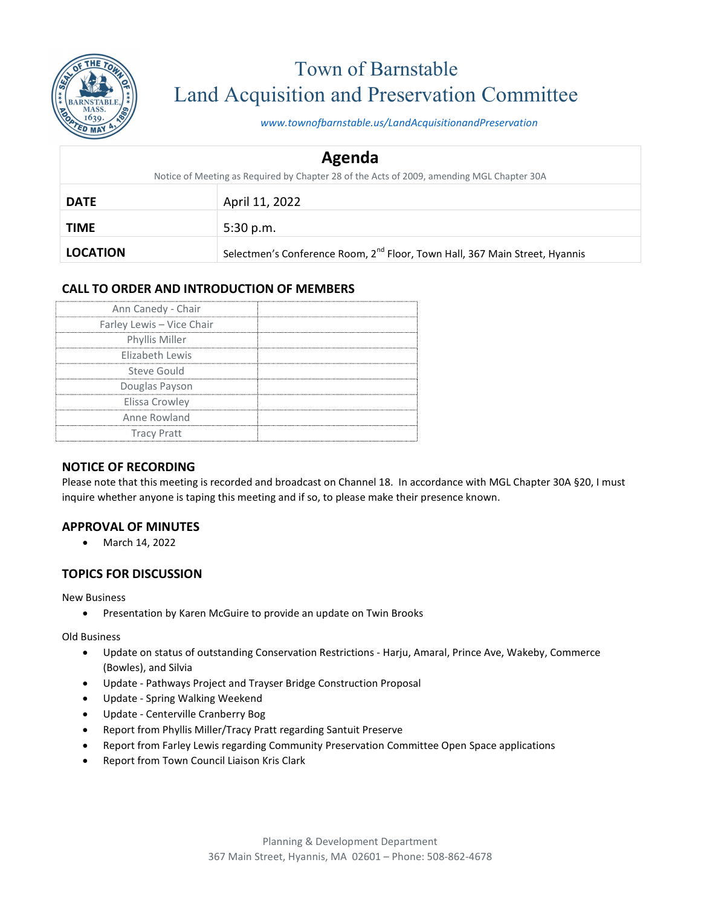# Town of Barnstable
# Land Acquisition and Preservation Committee

*www.townofbarnstable.us/LandAcquisitionandPreservation*

## Agenda

Notice of Meeting as Required by Chapter 28 of the Acts of 2009, amending MGL Chapter 30A

| | |
|---|---|
| **DATE** | April 11, 2022 |
| **TIME** | 5:30 p.m. |
| **LOCATION** | Selectmen's Conference Room, 2nd Floor, Town Hall, 367 Main Street, Hyannis |

### CALL TO ORDER AND INTRODUCTION OF MEMBERS

| | |
|---|---|
| Ann Canedy - Chair | |
| Farley Lewis – Vice Chair | |
| Phyllis Miller | |
| Elizabeth Lewis | |
| Steve Gould | |
| Douglas Payson | |
| Elissa Crowley | |
| Anne Rowland | |
| Tracy Pratt | |

### NOTICE OF RECORDING

Please note that this meeting is recorded and broadcast on Channel 18. In accordance with MGL Chapter 30A §20, I must inquire whether anyone is taping this meeting and if so, to please make their presence known.

### APPROVAL OF MINUTES

- March 14, 2022

### TOPICS FOR DISCUSSION

New Business

- Presentation by Karen McGuire to provide an update on Twin Brooks

Old Business

- Update on status of outstanding Conservation Restrictions - Harju, Amaral, Prince Ave, Wakeby, Commerce (Bowles), and Silvia
- Update - Pathways Project and Trayser Bridge Construction Proposal
- Update - Spring Walking Weekend
- Update - Centerville Cranberry Bog
- Report from Phyllis Miller/Tracy Pratt regarding Santuit Preserve
- Report from Farley Lewis regarding Community Preservation Committee Open Space applications
- Report from Town Council Liaison Kris Clark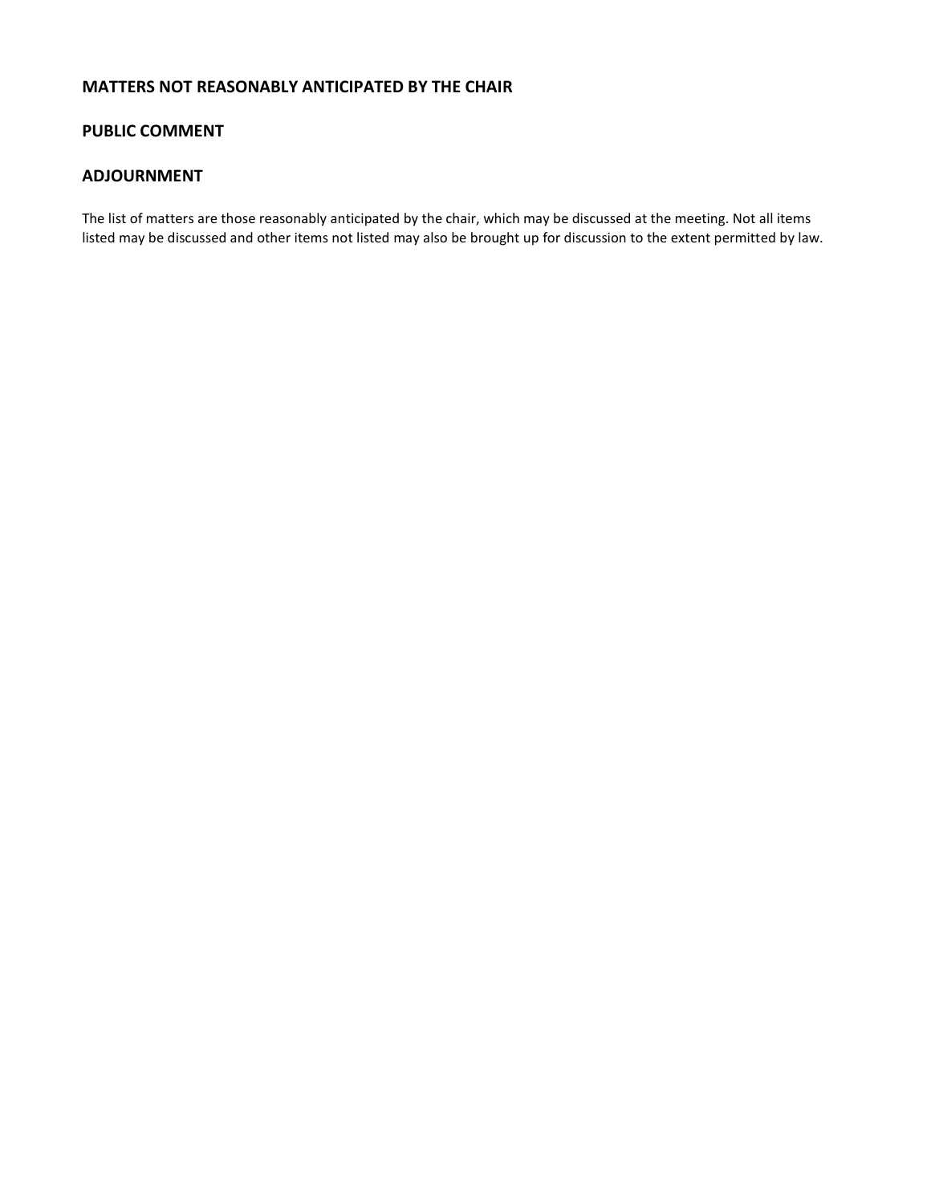**MATTERS NOT REASONABLY ANTICIPATED BY THE CHAIR**

**PUBLIC COMMENT**

**ADJOURNMENT**

The list of matters are those reasonably anticipated by the chair, which may be discussed at the meeting. Not all items listed may be discussed and other items not listed may also be brought up for discussion to the extent permitted by law.